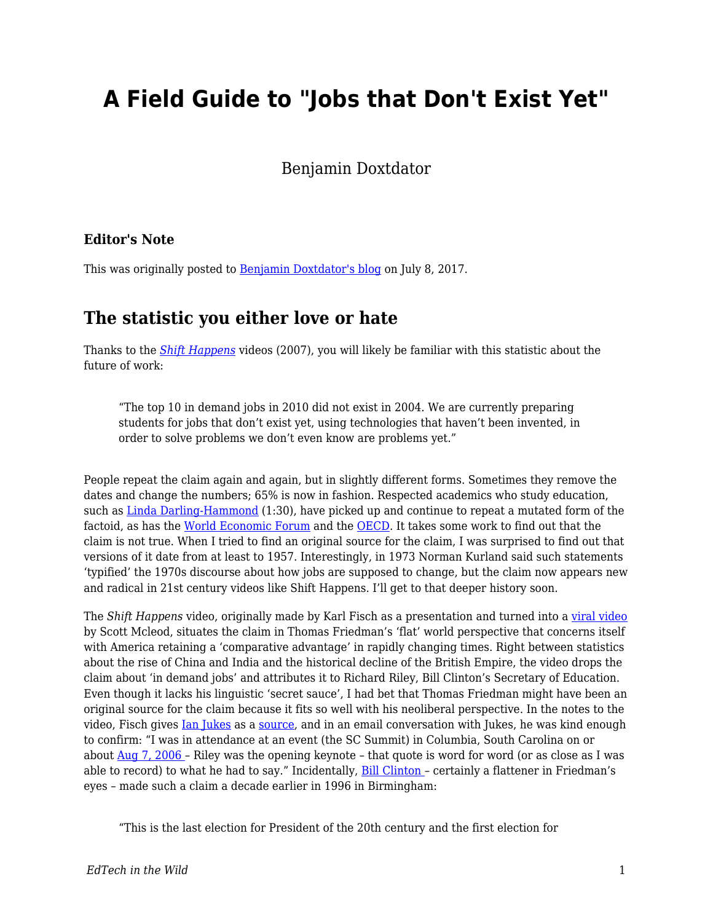# A Field Guide to "Jobs that Don't Exist Yet"

Benjamin Doxtdator

### Editor's Note

This was originally posted to Benjamin Doxtdator's blog on July 8, 2017.

## The statistic you either love or hate

Thanks to the *Shift Happens* videos (2007), you will likely be familiar with this statistic about the future of work:

> "The top 10 in demand jobs in 2010 did not exist in 2004. We are currently preparing students for jobs that don't exist yet, using technologies that haven't been invented, in order to solve problems we don't even know are problems yet."

People repeat the claim again and again, but in slightly different forms. Sometimes they remove the dates and change the numbers; 65% is now in fashion. Respected academics who study education, such as Linda Darling-Hammond (1:30), have picked up and continue to repeat a mutated form of the factoid, as has the World Economic Forum and the OECD. It takes some work to find out that the claim is not true. When I tried to find an original source for the claim, I was surprised to find out that versions of it date from at least to 1957. Interestingly, in 1973 Norman Kurland said such statements 'typified' the 1970s discourse about how jobs are supposed to change, but the claim now appears new and radical in 21st century videos like Shift Happens. I'll get to that deeper history soon.

The *Shift Happens* video, originally made by Karl Fisch as a presentation and turned into a viral video by Scott Mcleod, situates the claim in Thomas Friedman's 'flat' world perspective that concerns itself with America retaining a 'comparative advantage' in rapidly changing times. Right between statistics about the rise of China and India and the historical decline of the British Empire, the video drops the claim about 'in demand jobs' and attributes it to Richard Riley, Bill Clinton's Secretary of Education. Even though it lacks his linguistic 'secret sauce', I had bet that Thomas Friedman might have been an original source for the claim because it fits so well with his neoliberal perspective. In the notes to the video, Fisch gives Ian Jukes as a source, and in an email conversation with Jukes, he was kind enough to confirm: "I was in attendance at an event (the SC Summit) in Columbia, South Carolina on or about Aug 7, 2006 – Riley was the opening keynote – that quote is word for word (or as close as I was able to record) to what he had to say." Incidentally, Bill Clinton – certainly a flattener in Friedman's eyes – made such a claim a decade earlier in 1996 in Birmingham:

> "This is the last election for President of the 20th century and the first election for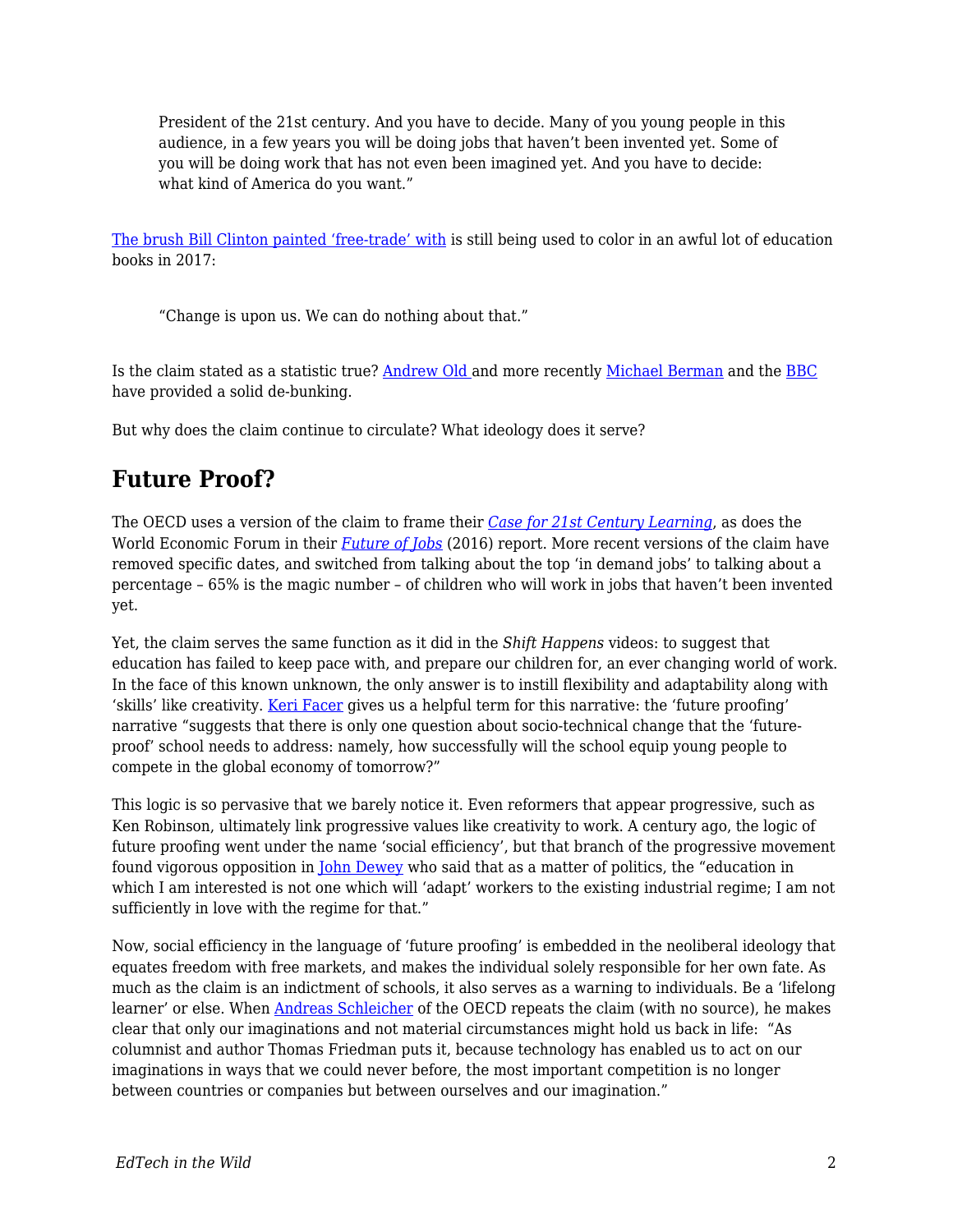> President of the 21st century. And you have to decide. Many of you young people in this audience, in a few years you will be doing jobs that haven't been invented yet. Some of you will be doing work that has not even been imagined yet. And you have to decide: what kind of America do you want."

The brush Bill Clinton painted 'free-trade' with is still being used to color in an awful lot of education books in 2017:

> "Change is upon us. We can do nothing about that."

Is the claim stated as a statistic true? Andrew Old and more recently Michael Berman and the BBC have provided a solid de-bunking.

But why does the claim continue to circulate? What ideology does it serve?

## Future Proof?

The OECD uses a version of the claim to frame their *Case for 21st Century Learning*, as does the World Economic Forum in their *Future of Jobs* (2016) report. More recent versions of the claim have removed specific dates, and switched from talking about the top 'in demand jobs' to talking about a percentage – 65% is the magic number – of children who will work in jobs that haven't been invented yet.

Yet, the claim serves the same function as it did in the *Shift Happens* videos: to suggest that education has failed to keep pace with, and prepare our children for, an ever changing world of work. In the face of this known unknown, the only answer is to instill flexibility and adaptability along with 'skills' like creativity. Keri Facer gives us a helpful term for this narrative: the 'future proofing' narrative "suggests that there is only one question about socio-technical change that the 'future-proof' school needs to address: namely, how successfully will the school equip young people to compete in the global economy of tomorrow?"

This logic is so pervasive that we barely notice it. Even reformers that appear progressive, such as Ken Robinson, ultimately link progressive values like creativity to work. A century ago, the logic of future proofing went under the name 'social efficiency', but that branch of the progressive movement found vigorous opposition in John Dewey who said that as a matter of politics, the "education in which I am interested is not one which will 'adapt' workers to the existing industrial regime; I am not sufficiently in love with the regime for that."

Now, social efficiency in the language of 'future proofing' is embedded in the neoliberal ideology that equates freedom with free markets, and makes the individual solely responsible for her own fate. As much as the claim is an indictment of schools, it also serves as a warning to individuals. Be a 'lifelong learner' or else. When Andreas Schleicher of the OECD repeats the claim (with no source), he makes clear that only our imaginations and not material circumstances might hold us back in life: "As columnist and author Thomas Friedman puts it, because technology has enabled us to act on our imaginations in ways that we could never before, the most important competition is no longer between countries or companies but between ourselves and our imagination."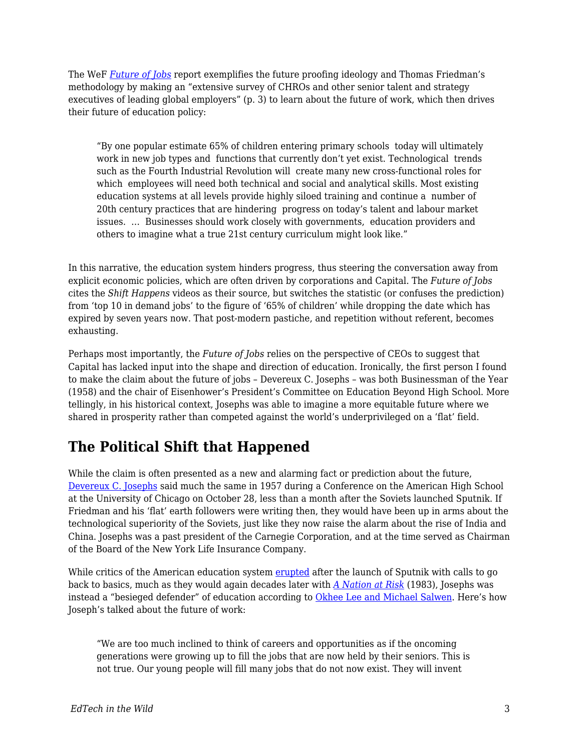The WeF *Future of Jobs* report exemplifies the future proofing ideology and Thomas Friedman's methodology by making an "extensive survey of CHROs and other senior talent and strategy executives of leading global employers" (p. 3) to learn about the future of work, which then drives their future of education policy:

> "By one popular estimate 65% of children entering primary schools today will ultimately work in new job types and functions that currently don't yet exist. Technological trends such as the Fourth Industrial Revolution will create many new cross-functional roles for which employees will need both technical and social and analytical skills. Most existing education systems at all levels provide highly siloed training and continue a number of 20th century practices that are hindering progress on today's talent and labour market issues. … Businesses should work closely with governments, education providers and others to imagine what a true 21st century curriculum might look like."

In this narrative, the education system hinders progress, thus steering the conversation away from explicit economic policies, which are often driven by corporations and Capital. The *Future of Jobs* cites the *Shift Happens* videos as their source, but switches the statistic (or confuses the prediction) from 'top 10 in demand jobs' to the figure of '65% of children' while dropping the date which has expired by seven years now. That post-modern pastiche, and repetition without referent, becomes exhausting.

Perhaps most importantly, the *Future of Jobs* relies on the perspective of CEOs to suggest that Capital has lacked input into the shape and direction of education. Ironically, the first person I found to make the claim about the future of jobs – Devereux C. Josephs – was both Businessman of the Year (1958) and the chair of Eisenhower's President's Committee on Education Beyond High School. More tellingly, in his historical context, Josephs was able to imagine a more equitable future where we shared in prosperity rather than competed against the world's underprivileged on a 'flat' field.

## The Political Shift that Happened

While the claim is often presented as a new and alarming fact or prediction about the future, Devereux C. Josephs said much the same in 1957 during a Conference on the American High School at the University of Chicago on October 28, less than a month after the Soviets launched Sputnik. If Friedman and his 'flat' earth followers were writing then, they would have been up in arms about the technological superiority of the Soviets, just like they now raise the alarm about the rise of India and China. Josephs was a past president of the Carnegie Corporation, and at the time served as Chairman of the Board of the New York Life Insurance Company.

While critics of the American education system erupted after the launch of Sputnik with calls to go back to basics, much as they would again decades later with *A Nation at Risk* (1983), Josephs was instead a "besieged defender" of education according to Okhee Lee and Michael Salwen. Here's how Joseph's talked about the future of work:

> "We are too much inclined to think of careers and opportunities as if the oncoming generations were growing up to fill the jobs that are now held by their seniors. This is not true. Our young people will fill many jobs that do not now exist. They will invent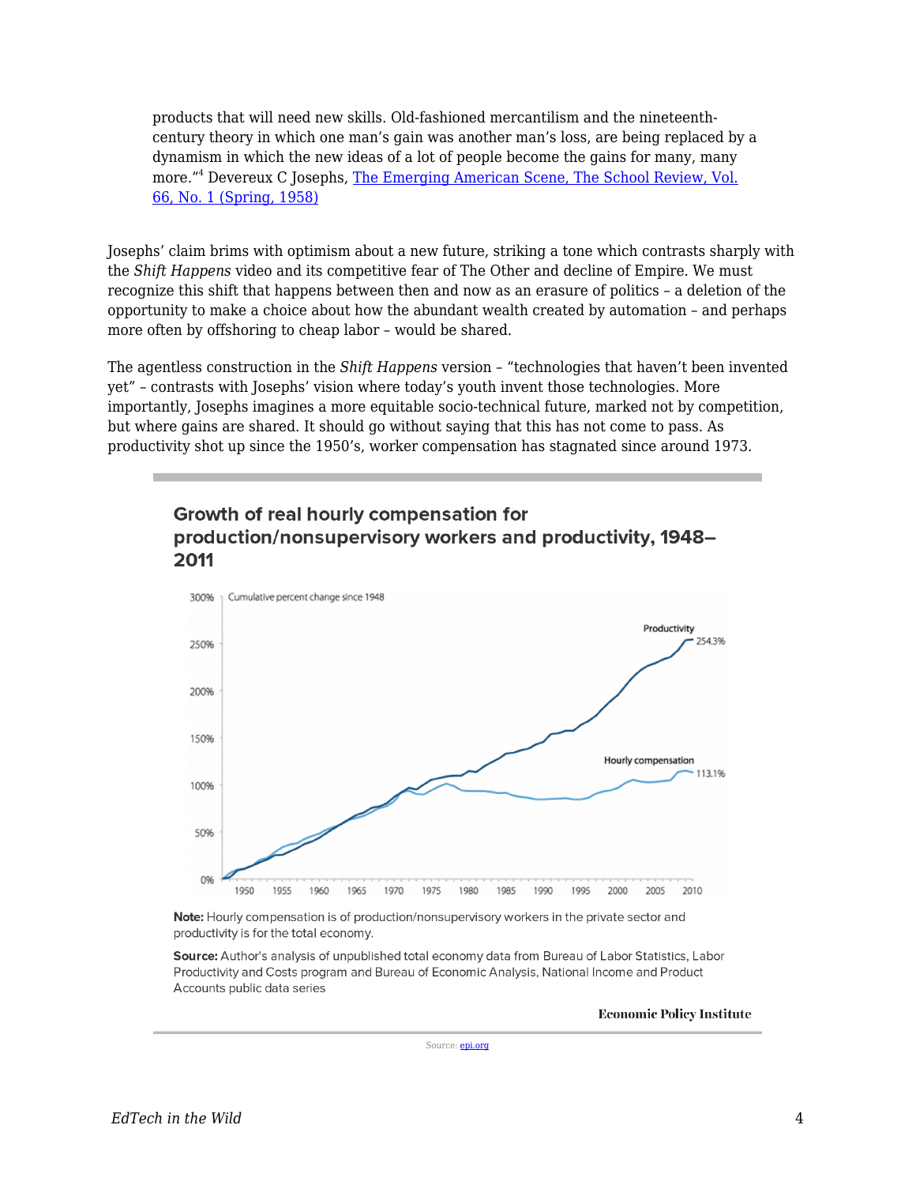> products that will need new skills. Old-fashioned mercantilism and the nineteenth-century theory in which one man's gain was another man's loss, are being replaced by a dynamism in which the new ideas of a lot of people become the gains for many, many more."[4] Devereux C Josephs, [The Emerging American Scene, The School Review, Vol. 66, No. 1 (Spring, 1958)]

Josephs' claim brims with optimism about a new future, striking a tone which contrasts sharply with the *Shift Happens* video and its competitive fear of The Other and decline of Empire. We must recognize this shift that happens between then and now as an erasure of politics – a deletion of the opportunity to make a choice about how the abundant wealth created by automation – and perhaps more often by offshoring to cheap labor – would be shared.

The agentless construction in the *Shift Happens* version – "technologies that haven't been invented yet" – contrasts with Josephs' vision where today's youth invent those technologies. More importantly, Josephs imagines a more equitable socio-technical future, marked not by competition, but where gains are shared. It should go without saying that this has not come to pass. As productivity shot up since the 1950's, worker compensation has stagnated since around 1973.

**Growth of real hourly compensation for production/nonsupervisory workers and productivity, 1948–2011**

Cumulative percent change since 1948

Productivity 254.3%

Hourly compensation 113.1%

**Note:** Hourly compensation is of production/nonsupervisory workers in the private sector and productivity is for the total economy.

**Source:** Author's analysis of unpublished total economy data from Bureau of Labor Statistics, Labor Productivity and Costs program and Bureau of Economic Analysis, National Income and Product Accounts public data series

Economic Policy Institute

Source: [epi.org]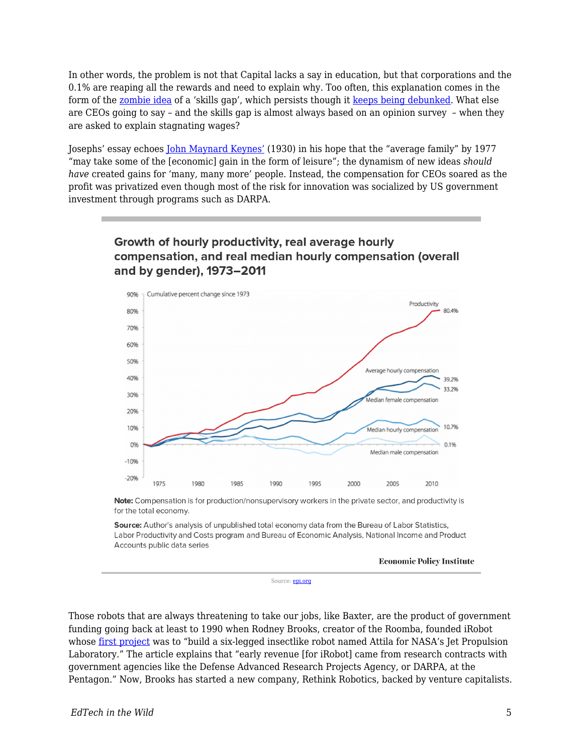In other words, the problem is not that Capital lacks a say in education, but that corporations and the 0.1% are reaping all the rewards and need to explain why. Too often, this explanation comes in the form of the zombie idea of a 'skills gap', which persists though it keeps being debunked. What else are CEOs going to say – and the skills gap is almost always based on an opinion survey – when they are asked to explain stagnating wages?

Josephs' essay echoes John Maynard Keynes' (1930) in his hope that the "average family" by 1977 "may take some of the [economic] gain in the form of leisure"; the dynamism of new ideas *should have* created gains for 'many, many more' people. Instead, the compensation for CEOs soared as the profit was privatized even though most of the risk for innovation was socialized by US government investment through programs such as DARPA.

**Growth of hourly productivity, real average hourly compensation, and real median hourly compensation (overall and by gender), 1973–2011**

Cumulative percent change since 1973

Productivity 80.4%; Average hourly compensation 39.2%; Median female compensation 33.2%; Median hourly compensation 10.7%; Median male compensation 0.1%

**Note:** Compensation is for production/nonsupervisory workers in the private sector, and productivity is for the total economy.

**Source:** Author's analysis of unpublished total economy data from the Bureau of Labor Statistics, Labor Productivity and Costs program and Bureau of Economic Analysis, National Income and Product Accounts public data series

Economic Policy Institute

Source: epi.org

Those robots that are always threatening to take our jobs, like Baxter, are the product of government funding going back at least to 1990 when Rodney Brooks, creator of the Roomba, founded iRobot whose first project was to "build a six-legged insectlike robot named Attila for NASA's Jet Propulsion Laboratory." The article explains that "early revenue [for iRobot] came from research contracts with government agencies like the Defense Advanced Research Projects Agency, or DARPA, at the Pentagon." Now, Brooks has started a new company, Rethink Robotics, backed by venture capitalists.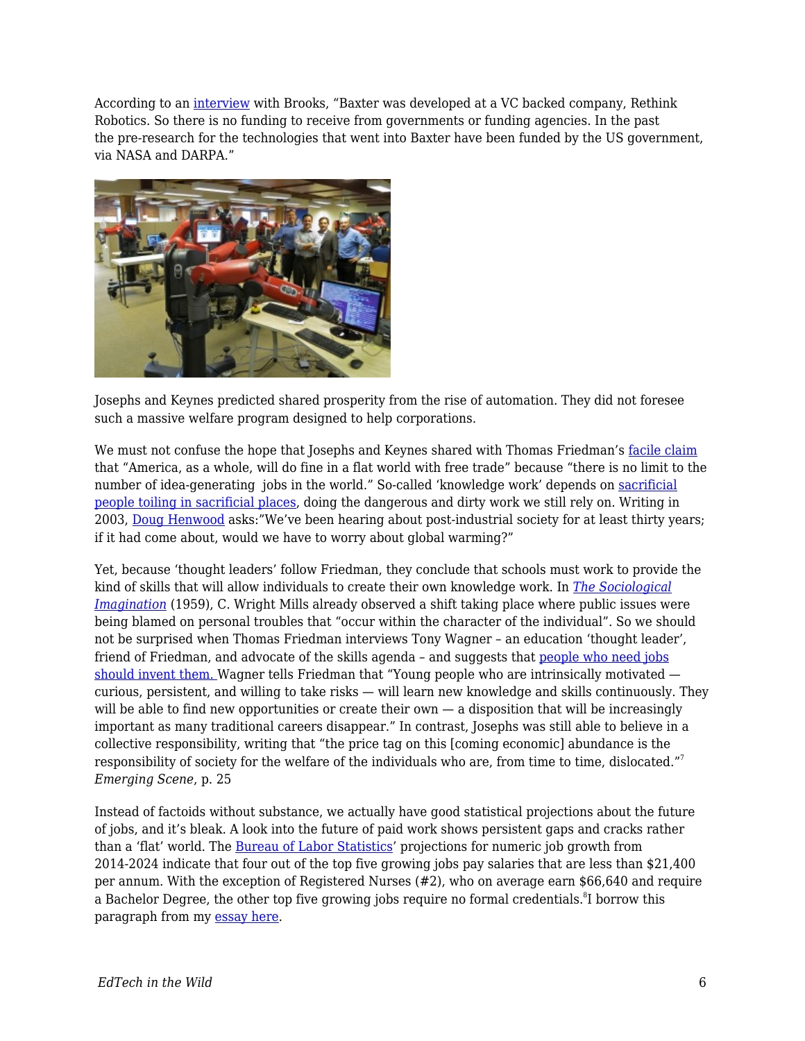According to an interview with Brooks, "Baxter was developed at a VC backed company, Rethink Robotics. So there is no funding to receive from governments or funding agencies. In the past the pre-research for the technologies that went into Baxter have been funded by the US government, via NASA and DARPA."

Josephs and Keynes predicted shared prosperity from the rise of automation. They did not foresee such a massive welfare program designed to help corporations.

We must not confuse the hope that Josephs and Keynes shared with Thomas Friedman's facile claim that "America, as a whole, will do fine in a flat world with free trade" because "there is no limit to the number of idea-generating jobs in the world." So-called 'knowledge work' depends on sacrificial people toiling in sacrificial places, doing the dangerous and dirty work we still rely on. Writing in 2003, Doug Henwood asks:"We've been hearing about post-industrial society for at least thirty years; if it had come about, would we have to worry about global warming?"

Yet, because 'thought leaders' follow Friedman, they conclude that schools must work to provide the kind of skills that will allow individuals to create their own knowledge work. In *The Sociological Imagination* (1959), C. Wright Mills already observed a shift taking place where public issues were being blamed on personal troubles that "occur within the character of the individual". So we should not be surprised when Thomas Friedman interviews Tony Wagner – an education 'thought leader', friend of Friedman, and advocate of the skills agenda – and suggests that people who need jobs should invent them. Wagner tells Friedman that "Young people who are intrinsically motivated — curious, persistent, and willing to take risks — will learn new knowledge and skills continuously. They will be able to find new opportunities or create their own — a disposition that will be increasingly important as many traditional careers disappear." In contrast, Josephs was still able to believe in a collective responsibility, writing that "the price tag on this [coming economic] abundance is the responsibility of society for the welfare of the individuals who are, from time to time, dislocated."[7] *Emerging Scene*, p. 25

Instead of factoids without substance, we actually have good statistical projections about the future of jobs, and it's bleak. A look into the future of paid work shows persistent gaps and cracks rather than a 'flat' world. The Bureau of Labor Statistics' projections for numeric job growth from 2014-2024 indicate that four out of the top five growing jobs pay salaries that are less than $21,400 per annum. With the exception of Registered Nurses (#2), who on average earn $66,640 and require a Bachelor Degree, the other top five growing jobs require no formal credentials.[8]I borrow this paragraph from my essay here.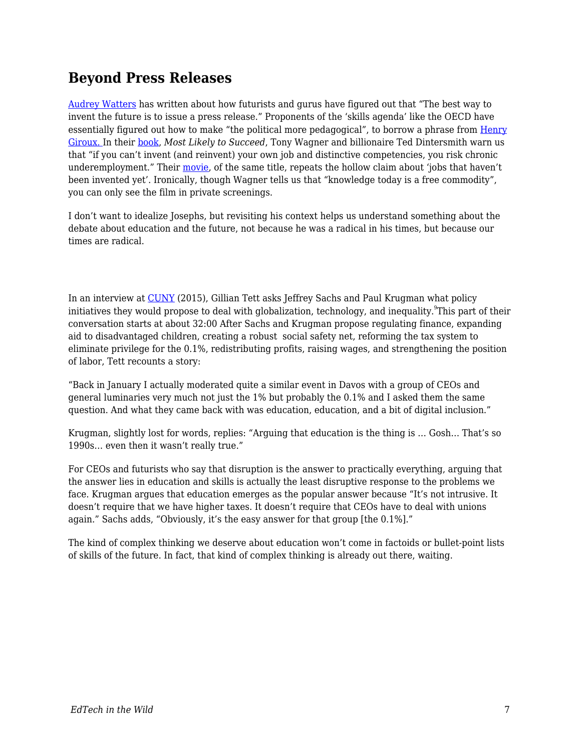## Beyond Press Releases

Audrey Watters has written about how futurists and gurus have figured out that "The best way to invent the future is to issue a press release." Proponents of the 'skills agenda' like the OECD have essentially figured out how to make "the political more pedagogical", to borrow a phrase from Henry Giroux. In their book, *Most Likely to Succeed*, Tony Wagner and billionaire Ted Dintersmith warn us that "if you can't invent (and reinvent) your own job and distinctive competencies, you risk chronic underemployment." Their movie, of the same title, repeats the hollow claim about 'jobs that haven't been invented yet'. Ironically, though Wagner tells us that "knowledge today is a free commodity", you can only see the film in private screenings.

I don't want to idealize Josephs, but revisiting his context helps us understand something about the debate about education and the future, not because he was a radical in his times, but because our times are radical.

In an interview at CUNY (2015), Gillian Tett asks Jeffrey Sachs and Paul Krugman what policy initiatives they would propose to deal with globalization, technology, and inequality.[9]This part of their conversation starts at about 32:00 After Sachs and Krugman propose regulating finance, expanding aid to disadvantaged children, creating a robust social safety net, reforming the tax system to eliminate privilege for the 0.1%, redistributing profits, raising wages, and strengthening the position of labor, Tett recounts a story:

"Back in January I actually moderated quite a similar event in Davos with a group of CEOs and general luminaries very much not just the 1% but probably the 0.1% and I asked them the same question. And what they came back with was education, education, and a bit of digital inclusion."

Krugman, slightly lost for words, replies: "Arguing that education is the thing is … Gosh… That's so 1990s… even then it wasn't really true."

For CEOs and futurists who say that disruption is the answer to practically everything, arguing that the answer lies in education and skills is actually the least disruptive response to the problems we face. Krugman argues that education emerges as the popular answer because "It's not intrusive. It doesn't require that we have higher taxes. It doesn't require that CEOs have to deal with unions again." Sachs adds, "Obviously, it's the easy answer for that group [the 0.1%]."

The kind of complex thinking we deserve about education won't come in factoids or bullet-point lists of skills of the future. In fact, that kind of complex thinking is already out there, waiting.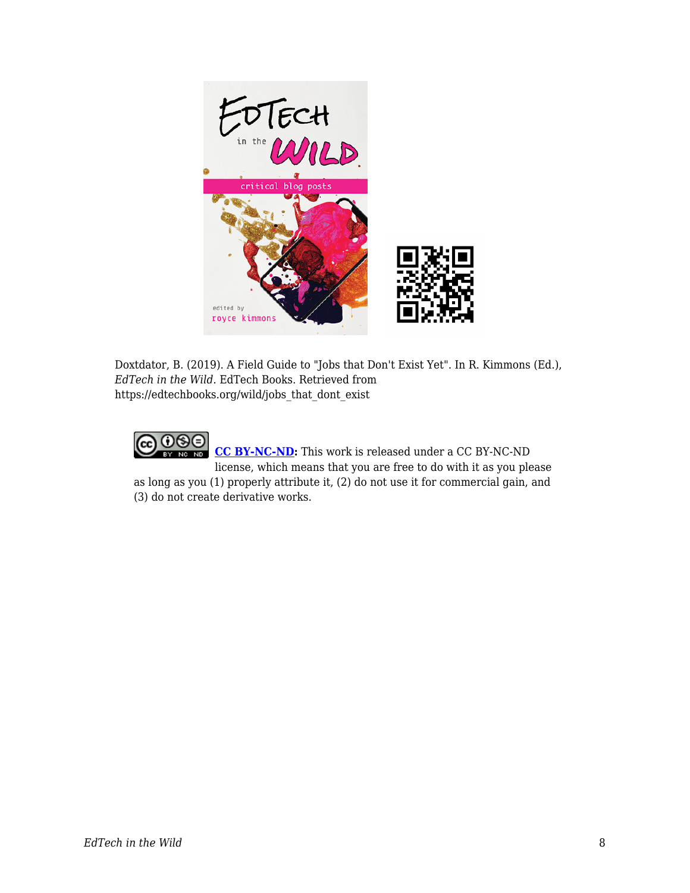Doxtdator, B. (2019). A Field Guide to "Jobs that Don't Exist Yet". In R. Kimmons (Ed.), *EdTech in the Wild*. EdTech Books. Retrieved from https://edtechbooks.org/wild/jobs_that_dont_exist

**[CC BY-NC-ND](https://creativecommons.org/licenses/by-nc-nd/4.0/):** This work is released under a CC BY-NC-ND license, which means that you are free to do with it as you please as long as you (1) properly attribute it, (2) do not use it for commercial gain, and (3) do not create derivative works.